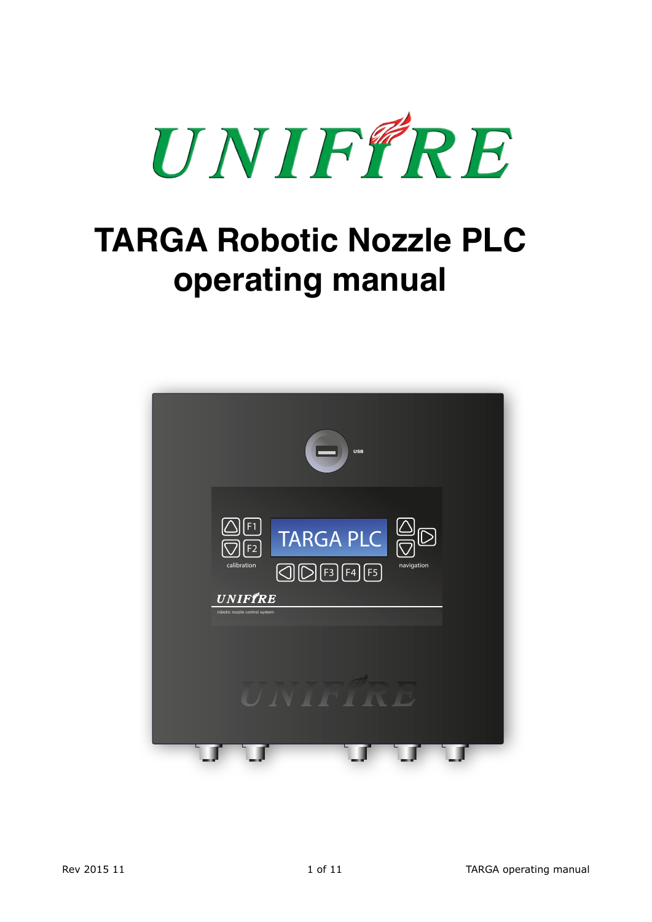UNIFIRE

# TARGA Robotic Nozzle PLC operating manual

Rev 2015 11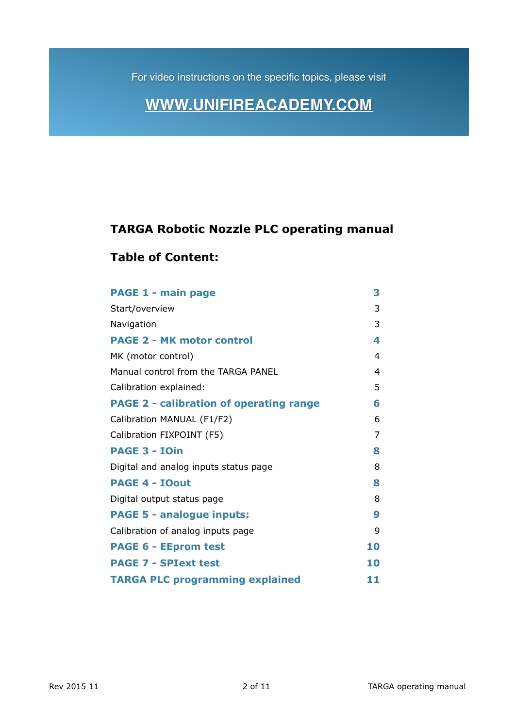For video instructions on the specific topics, please visit

**WWW.UNIFIREACADEMY.COM**

## TARGA Robotic Nozzle PLC operating manual

### Table of Content:

| | |
|---|---|
| **PAGE 1 - main page** | **3** |
| Start/overview | 3 |
| Navigation | 3 |
| **PAGE 2 - MK motor control** | **4** |
| MK (motor control) | 4 |
| Manual control from the TARGA PANEL | 4 |
| Calibration explained: | 5 |
| **PAGE 2 - calibration of operating range** | **6** |
| Calibration MANUAL (F1/F2) | 6 |
| Calibration FIXPOINT (F5) | 7 |
| **PAGE 3 - IOin** | **8** |
| Digital and analog inputs status page | 8 |
| **PAGE 4 - IOout** | **8** |
| Digital output status page | 8 |
| **PAGE 5 - analogue inputs:** | **9** |
| Calibration of analog inputs page | 9 |
| **PAGE 6 - EEprom test** | **10** |
| **PAGE 7 - SPIext test** | **10** |
| **TARGA PLC programming explained** | **11** |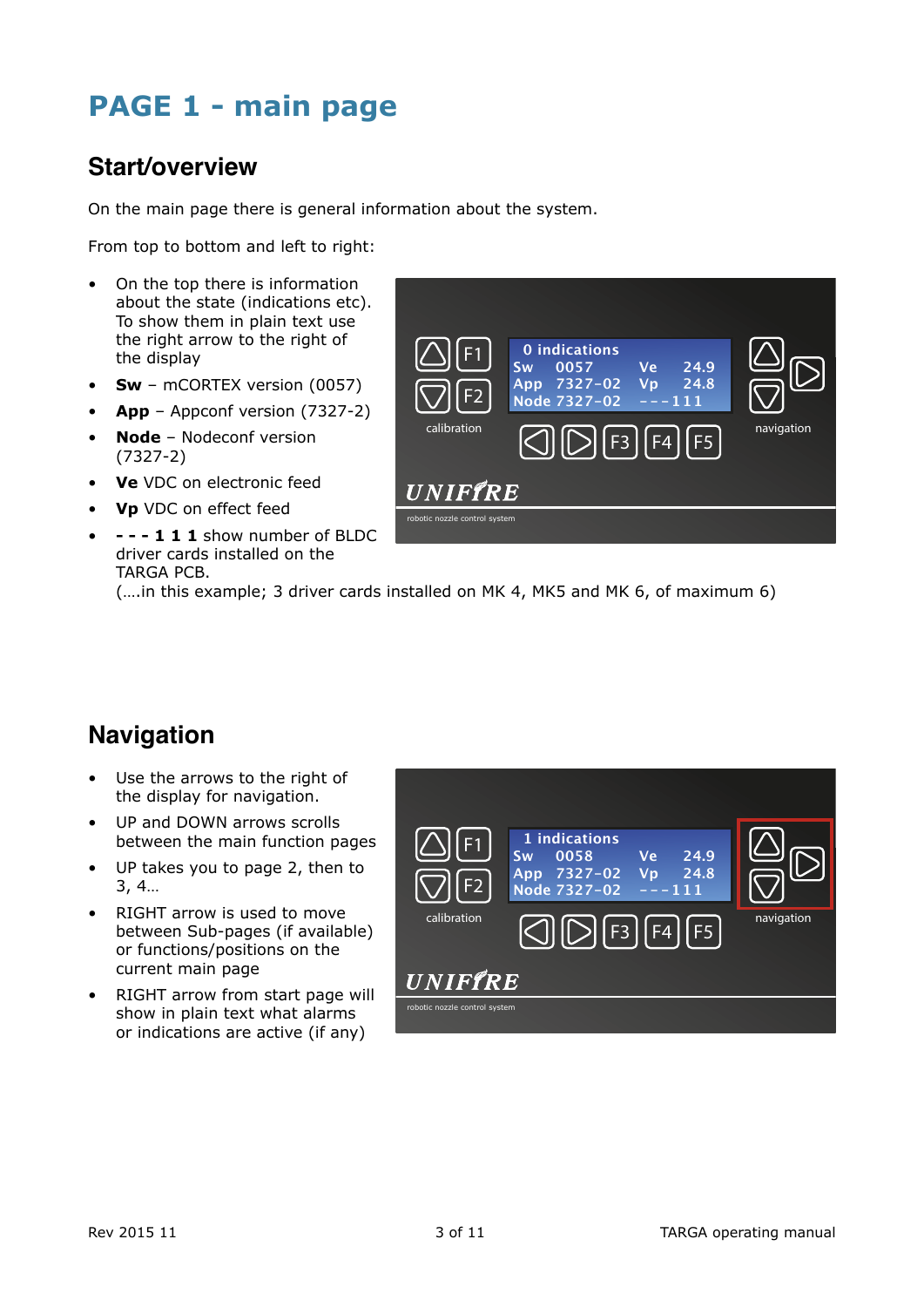# PAGE 1 - main page

## Start/overview

On the main page there is general information about the system.

From top to bottom and left to right:

- On the top there is information about the state (indications etc). To show them in plain text use the right arrow to the right of the display
- **Sw** – mCORTEX version (0057)
- **App** – Appconf version (7327-2)
- **Node** – Nodeconf version (7327-2)
- **Ve** VDC on electronic feed
- **Vp** VDC on effect feed
- **- - - 1 1 1** show number of BLDC driver cards installed on the TARGA PCB.
  (….in this example; 3 driver cards installed on MK 4, MK5 and MK 6, of maximum 6)

## Navigation

- Use the arrows to the right of the display for navigation.
- UP and DOWN arrows scrolls between the main function pages
- UP takes you to page 2, then to 3, 4…
- RIGHT arrow is used to move between Sub-pages (if available) or functions/positions on the current main page
- RIGHT arrow from start page will show in plain text what alarms or indications are active (if any)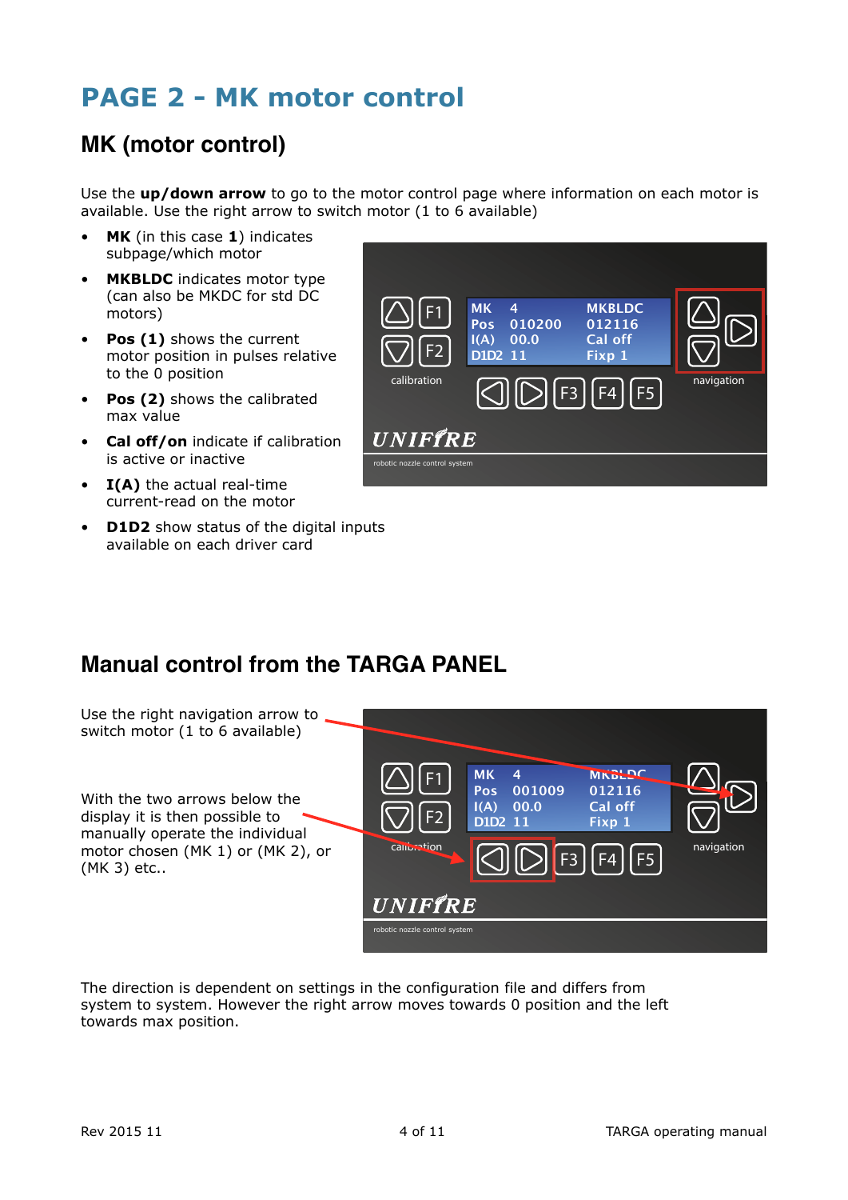# PAGE 2 - MK motor control

## MK (motor control)

Use the **up/down arrow** to go to the motor control page where information on each motor is available. Use the right arrow to switch motor (1 to 6 available)

- **MK** (in this case **1**) indicates subpage/which motor
- **MKBLDC** indicates motor type (can also be MKDC for std DC motors)
- **Pos (1)** shows the current motor position in pulses relative to the 0 position
- **Pos (2)** shows the calibrated max value
- **Cal off/on** indicate if calibration is active or inactive
- **I(A)** the actual real-time current-read on the motor
- **D1D2** show status of the digital inputs available on each driver card

## Manual control from the TARGA PANEL

Use the right navigation arrow to switch motor (1 to 6 available)

With the two arrows below the display it is then possible to manually operate the individual motor chosen (MK 1) or (MK 2), or (MK 3) etc..

The direction is dependent on settings in the configuration file and differs from system to system. However the right arrow moves towards 0 position and the left towards max position.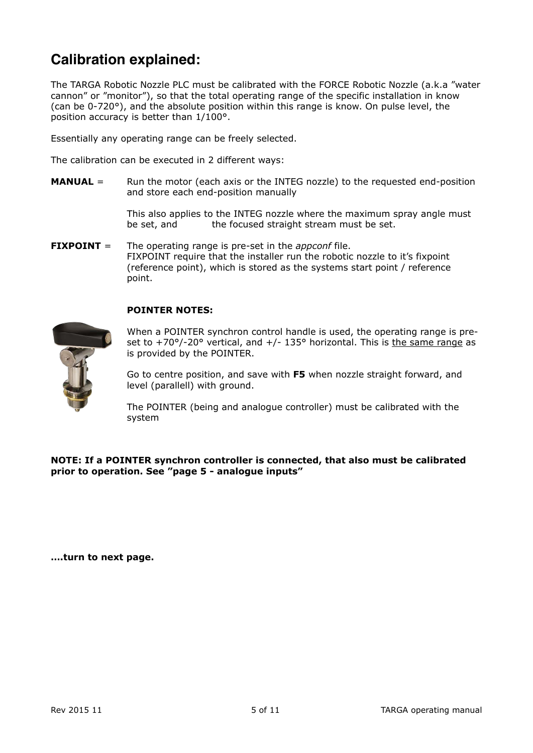## Calibration explained:

The TARGA Robotic Nozzle PLC must be calibrated with the FORCE Robotic Nozzle (a.k.a "water cannon" or "monitor"), so that the total operating range of the specific installation in know (can be 0-720°), and the absolute position within this range is know. On pulse level, the position accuracy is better than 1/100°.

Essentially any operating range can be freely selected.

The calibration can be executed in 2 different ways:

**MANUAL** = Run the motor (each axis or the INTEG nozzle) to the requested end-position and store each end-position manually

This also applies to the INTEG nozzle where the maximum spray angle must be set, and the focused straight stream must be set.

**FIXPOINT** = The operating range is pre-set in the *appconf* file.
FIXPOINT require that the installer run the robotic nozzle to it's fixpoint (reference point), which is stored as the systems start point / reference point.

**POINTER NOTES:**

When a POINTER synchron control handle is used, the operating range is pre-set to +70°/-20° vertical, and +/- 135° horizontal. This is the same range as is provided by the POINTER.

Go to centre position, and save with **F5** when nozzle straight forward, and level (parallell) with ground.

The POINTER (being and analogue controller) must be calibrated with the system

**NOTE: If a POINTER synchron controller is connected, that also must be calibrated prior to operation. See "page 5 - analogue inputs"**

**....turn to next page.**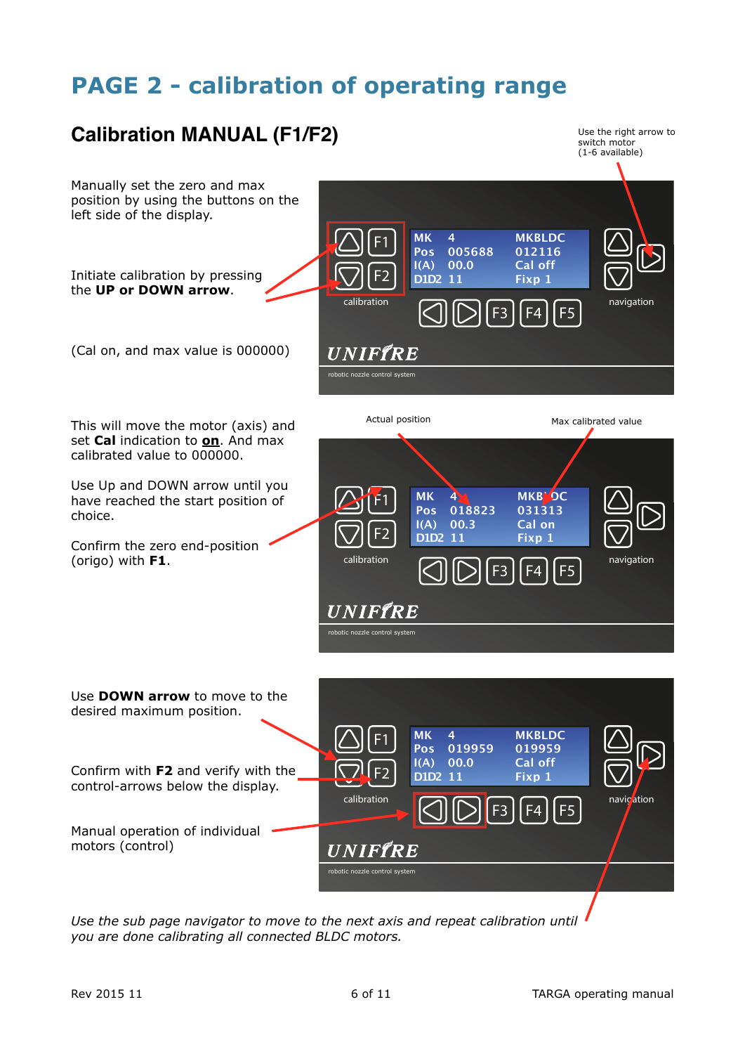# PAGE 2 - calibration of operating range

## Calibration MANUAL (F1/F2)

Use the right arrow to switch motor (1-6 available)

Manually set the zero and max position by using the buttons on the left side of the display.

Initiate calibration by pressing the **UP or DOWN arrow**.

(Cal on, and max value is 000000)

This will move the motor (axis) and set **Cal** indication to **on**. And max calibrated value to 000000.

Use Up and DOWN arrow until you have reached the start position of choice.

Confirm the zero end-position (origo) with **F1**.

Actual position

Max calibrated value

Use **DOWN arrow** to move to the desired maximum position.

Confirm with **F2** and verify with the control-arrows below the display.

Manual operation of individual motors (control)

*Use the sub page navigator to move to the next axis and repeat calibration until you are done calibrating all connected BLDC motors.*

Rev 2015 11

TARGA operating manual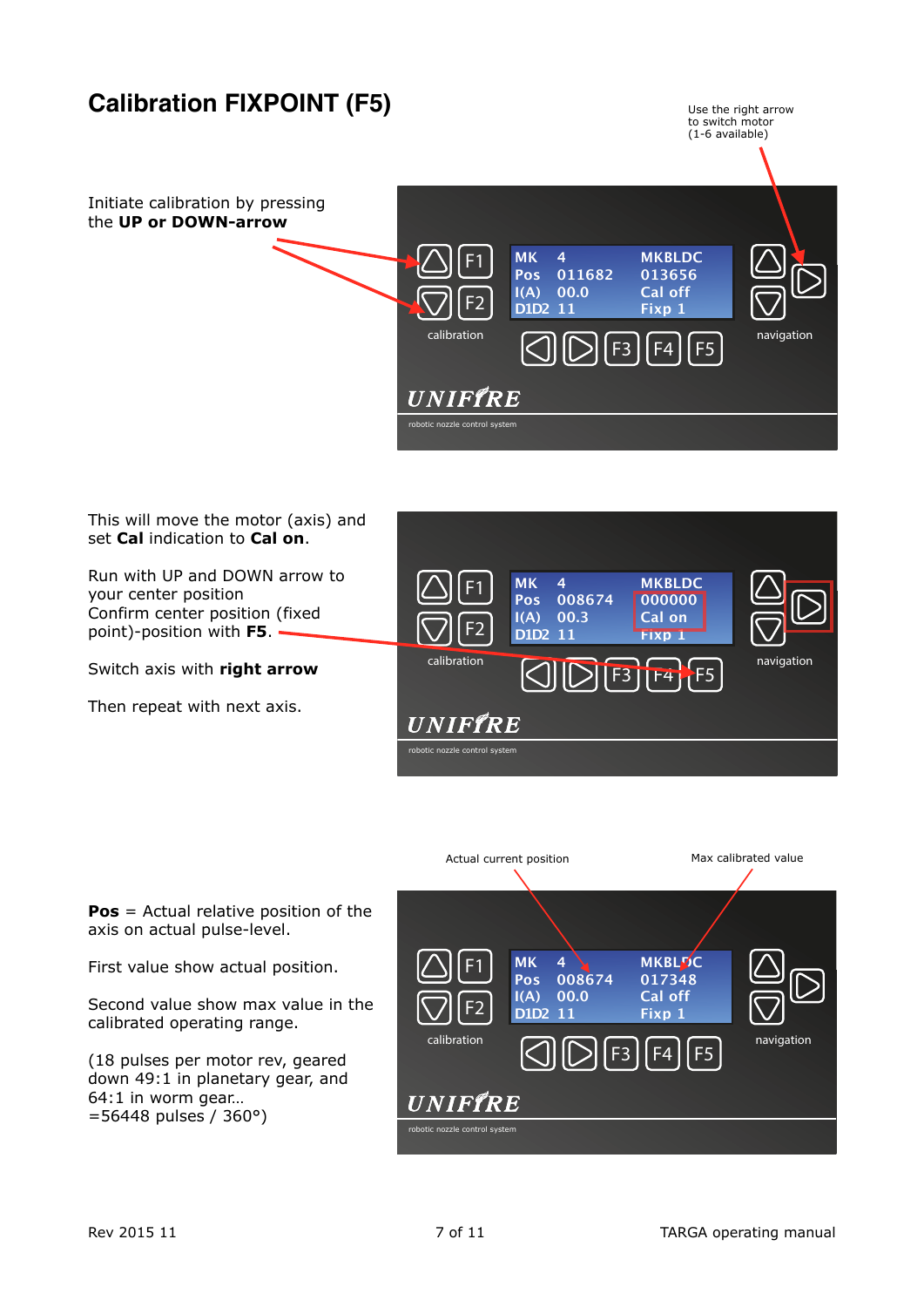# Calibration FIXPOINT (F5)

Use the right arrow to switch motor (1-6 available)

Initiate calibration by pressing the **UP or DOWN-arrow**

This will move the motor (axis) and set **Cal** indication to **Cal on**.

Run with UP and DOWN arrow to your center position
Confirm center position (fixed point)-position with **F5**.

Switch axis with **right arrow**

Then repeat with next axis.

Actual current position

Max calibrated value

**Pos** = Actual relative position of the axis on actual pulse-level.

First value show actual position.

Second value show max value in the calibrated operating range.

(18 pulses per motor rev, geared down 49:1 in planetary gear, and 64:1 in worm gear…
=56448 pulses / 360°)

Rev 2015 11

TARGA operating manual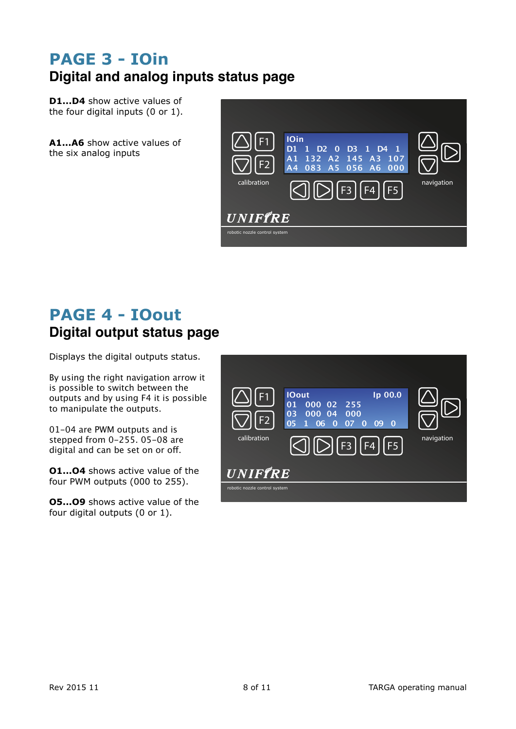# PAGE 3 - IOin

## Digital and analog inputs status page

**D1...D4** show active values of the four digital inputs (0 or 1).

**A1...A6** show active values of the six analog inputs

# PAGE 4 - IOout

## Digital output status page

Displays the digital outputs status.

By using the right navigation arrow it is possible to switch between the outputs and by using F4 it is possible to manipulate the outputs.

01–04 are PWM outputs and is stepped from 0-255. 05-08 are digital and can be set on or off.

**O1...O4** shows active value of the four PWM outputs (000 to 255).

**O5...O9** shows active value of the four digital outputs (0 or 1).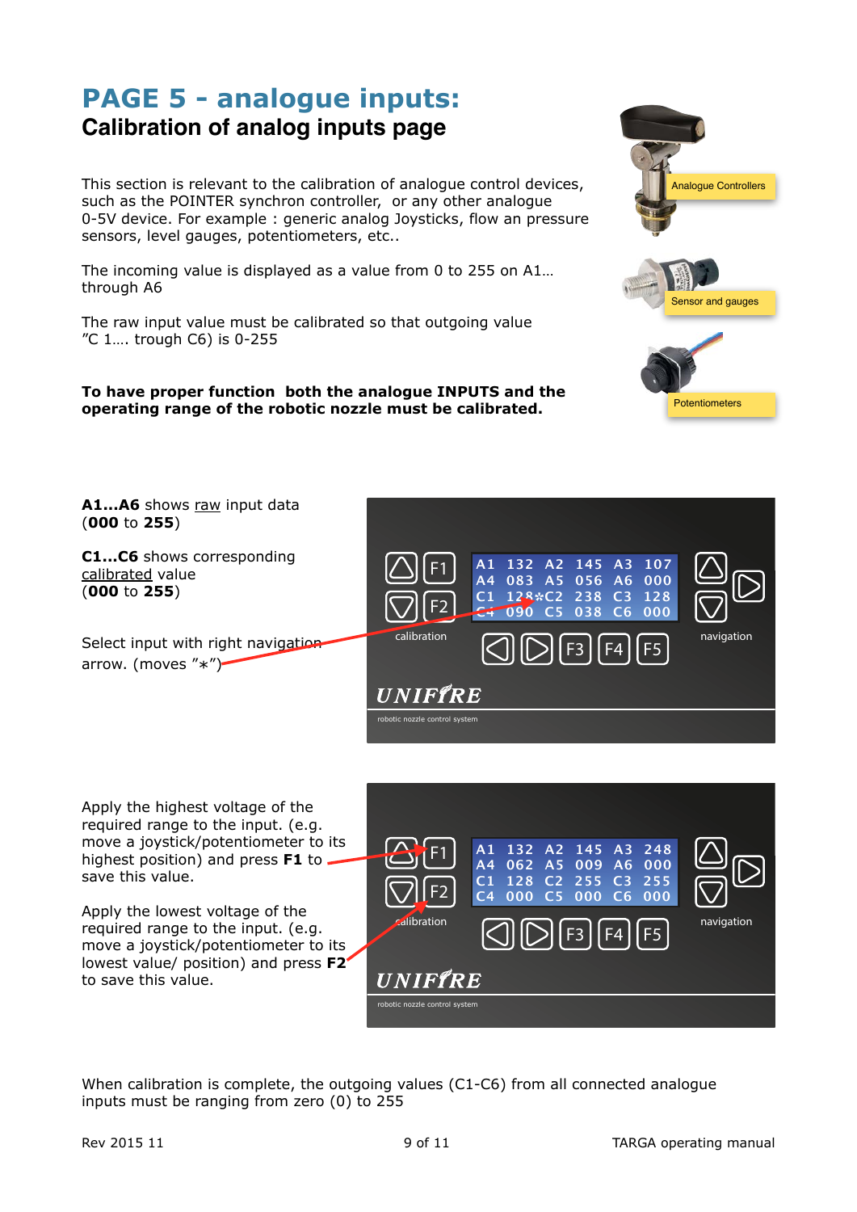# PAGE 5 - analogue inputs:

## Calibration of analog inputs page

This section is relevant to the calibration of analogue control devices, such as the POINTER synchron controller, or any other analogue 0-5V device. For example : generic analog Joysticks, flow an pressure sensors, level gauges, potentiometers, etc..

The incoming value is displayed as a value from 0 to 255 on A1… through A6

The raw input value must be calibrated so that outgoing value "C 1…. trough C6) is 0-255

**To have proper function both the analogue INPUTS and the operating range of the robotic nozzle must be calibrated.**

**A1…A6** shows raw input data (**000** to **255**)

**C1…C6** shows corresponding calibrated value (**000** to **255**)

Select input with right navigation arrow. (moves "*")

Apply the highest voltage of the required range to the input. (e.g. move a joystick/potentiometer to its highest position) and press **F1** to save this value.

Apply the lowest voltage of the required range to the input. (e.g. move a joystick/potentiometer to its lowest value/ position) and press **F2** to save this value.

When calibration is complete, the outgoing values (C1-C6) from all connected analogue inputs must be ranging from zero (0) to 255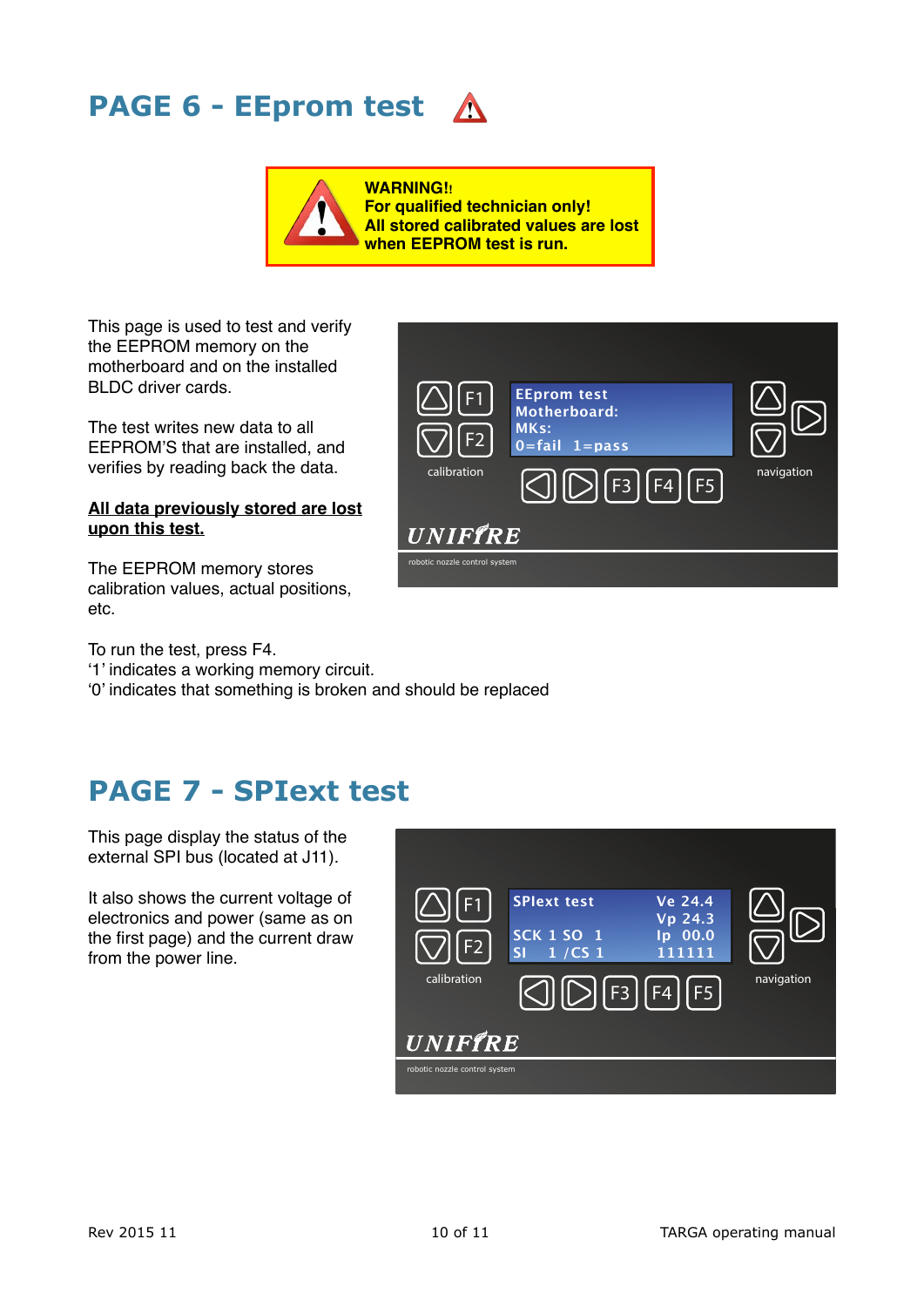## PAGE 6 - EEprom test ⚠

> **WARNING!!**
> **For qualified technician only!**
> **All stored calibrated values are lost when EEPROM test is run.**

This page is used to test and verify the EEPROM memory on the motherboard and on the installed BLDC driver cards.

The test writes new data to all EEPROM'S that are installed, and verifies by reading back the data.

**<u>All data previously stored are lost upon this test.</u>**

The EEPROM memory stores calibration values, actual positions, etc.

```
EEprom test
Motherboard:
MKs:
0=fail  1=pass
```

To run the test, press F4.
'1' indicates a working memory circuit.
'0' indicates that something is broken and should be replaced

## PAGE 7 - SPIext test

This page display the status of the external SPI bus (located at J11).

It also shows the current voltage of electronics and power (same as on the first page) and the current draw from the power line.

```
SPIext test        Ve 24.4
                   Vp 24.3
SCK 1 SO  1        Ip  00.0
SI   1 /CS 1       111111
```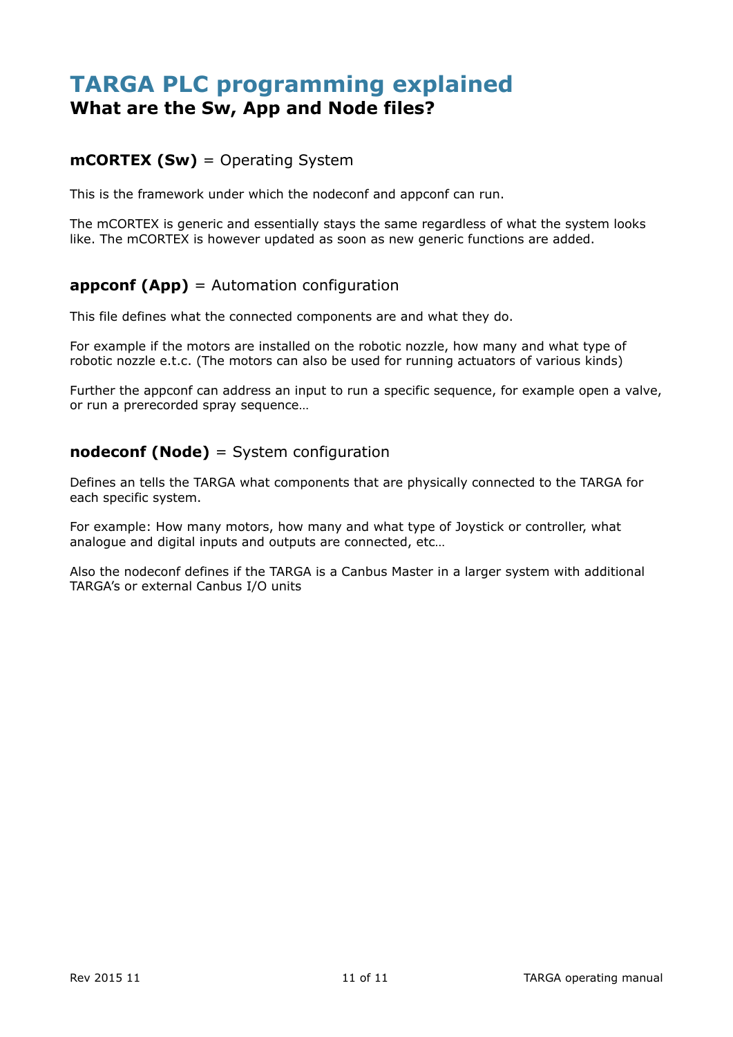# TARGA PLC programming explained

## What are the Sw, App and Node files?

### **mCORTEX (Sw)** = Operating System

This is the framework under which the nodeconf and appconf can run.

The mCORTEX is generic and essentially stays the same regardless of what the system looks like. The mCORTEX is however updated as soon as new generic functions are added.

### **appconf (App)** = Automation configuration

This file defines what the connected components are and what they do.

For example if the motors are installed on the robotic nozzle, how many and what type of robotic nozzle e.t.c. (The motors can also be used for running actuators of various kinds)

Further the appconf can address an input to run a specific sequence, for example open a valve, or run a prerecorded spray sequence…

### **nodeconf (Node)** = System configuration

Defines an tells the TARGA what components that are physically connected to the TARGA for each specific system.

For example: How many motors, how many and what type of Joystick or controller, what analogue and digital inputs and outputs are connected, etc…

Also the nodeconf defines if the TARGA is a Canbus Master in a larger system with additional TARGA's or external Canbus I/O units